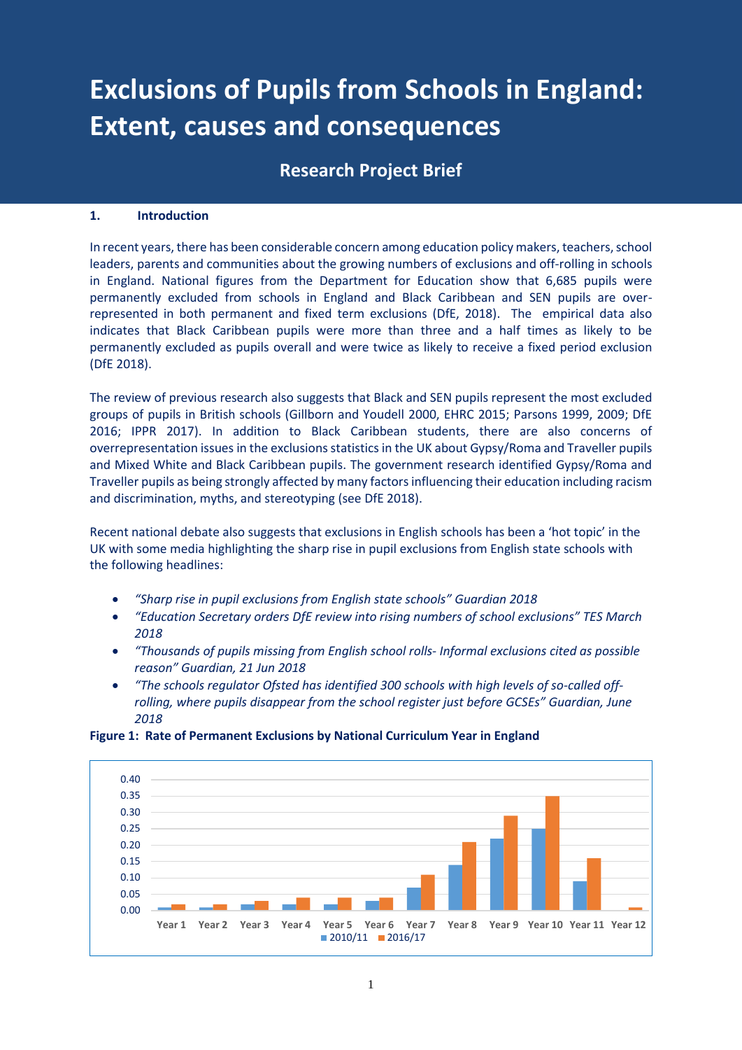# Exclusions of Pupils from Schools in England: Extent, causes and consequences

## Research Project Brief

### 1. Introduction

In recent years, there has been considerable concern among education policy makers, teachers, school leaders, parents and communities about the growing numbers of exclusions and off-rolling in schools in England. National figures from the Department for Education show that 6,685 pupils were permanently excluded from schools in England and Black Caribbean and SEN pupils are over-represented in both permanent and fixed term exclusions (DfE, 2018). The empirical data also indicates that Black Caribbean pupils were more than three and a half times as likely to be permanently excluded as pupils overall and were twice as likely to receive a fixed period exclusion (DfE 2018).

The review of previous research also suggests that Black and SEN pupils represent the most excluded groups of pupils in British schools (Gillborn and Youdell 2000, EHRC 2015; Parsons 1999, 2009; DfE 2016; IPPR 2017). In addition to Black Caribbean students, there are also concerns of overrepresentation issues in the exclusions statistics in the UK about Gypsy/Roma and Traveller pupils and Mixed White and Black Caribbean pupils. The government research identified Gypsy/Roma and Traveller pupils as being strongly affected by many factors influencing their education including racism and discrimination, myths, and stereotyping (see DfE 2018).

Recent national debate also suggests that exclusions in English schools has been a 'hot topic' in the UK with some media highlighting the sharp rise in pupil exclusions from English state schools with the following headlines:

- *"Sharp rise in pupil exclusions from English state schools" Guardian 2018*
- *"Education Secretary orders DfE review into rising numbers of school exclusions" TES March 2018*
- *"Thousands of pupils missing from English school rolls- Informal exclusions cited as possible reason" Guardian, 21 Jun 2018*
- *"The schools regulator Ofsted has identified 300 schools with high levels of so-called off-rolling, where pupils disappear from the school register just before GCSEs" Guardian, June 2018*

**Figure 1: Rate of Permanent Exclusions by National Curriculum Year in England**

| | Year 1 | Year 2 | Year 3 | Year 4 | Year 5 | Year 6 | Year 7 | Year 8 | Year 9 | Year 10 | Year 11 | Year 12 |
|---|---|---|---|---|---|---|---|---|---|---|---|---|
| 2010/11 | 0.01 | 0.01 | 0.02 | 0.02 | 0.02 | 0.03 | 0.07 | 0.14 | 0.22 | 0.25 | 0.09 | |
| 2016/17 | 0.02 | 0.02 | 0.03 | 0.04 | 0.04 | 0.04 | 0.11 | 0.21 | 0.29 | 0.35 | 0.16 | 0.01 |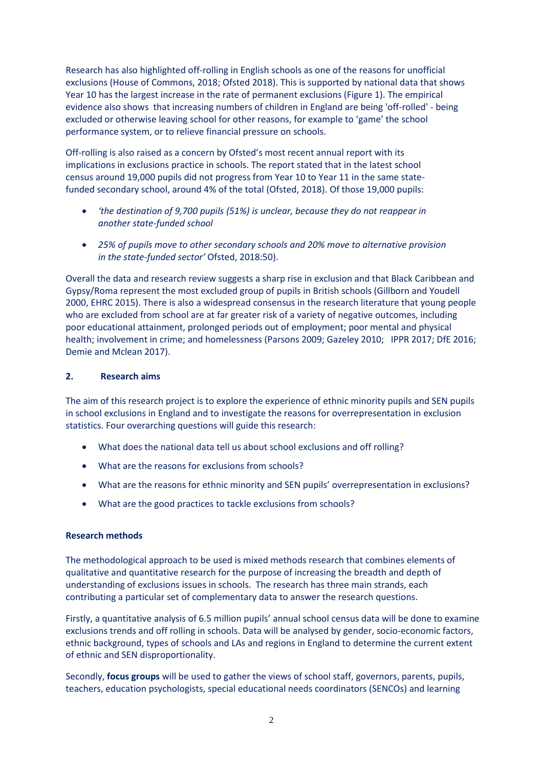Research has also highlighted off-rolling in English schools as one of the reasons for unofficial exclusions (House of Commons, 2018; Ofsted 2018). This is supported by national data that shows Year 10 has the largest increase in the rate of permanent exclusions (Figure 1). The empirical evidence also shows that increasing numbers of children in England are being 'off-rolled' - being excluded or otherwise leaving school for other reasons, for example to 'game' the school performance system, or to relieve financial pressure on schools.

Off-rolling is also raised as a concern by Ofsted's most recent annual report with its implications in exclusions practice in schools. The report stated that in the latest school census around 19,000 pupils did not progress from Year 10 to Year 11 in the same state-funded secondary school, around 4% of the total (Ofsted, 2018). Of those 19,000 pupils:

- *'the destination of 9,700 pupils (51%) is unclear, because they do not reappear in another state-funded school*
- *25% of pupils move to other secondary schools and 20% move to alternative provision in the state-funded sector'* Ofsted, 2018:50).

Overall the data and research review suggests a sharp rise in exclusion and that Black Caribbean and Gypsy/Roma represent the most excluded group of pupils in British schools (Gillborn and Youdell 2000, EHRC 2015). There is also a widespread consensus in the research literature that young people who are excluded from school are at far greater risk of a variety of negative outcomes, including poor educational attainment, prolonged periods out of employment; poor mental and physical health; involvement in crime; and homelessness (Parsons 2009; Gazeley 2010; IPPR 2017; DfE 2016; Demie and Mclean 2017).

## 2. Research aims

The aim of this research project is to explore the experience of ethnic minority pupils and SEN pupils in school exclusions in England and to investigate the reasons for overrepresentation in exclusion statistics. Four overarching questions will guide this research:

- What does the national data tell us about school exclusions and off rolling?
- What are the reasons for exclusions from schools?
- What are the reasons for ethnic minority and SEN pupils' overrepresentation in exclusions?
- What are the good practices to tackle exclusions from schools?

### Research methods

The methodological approach to be used is mixed methods research that combines elements of qualitative and quantitative research for the purpose of increasing the breadth and depth of understanding of exclusions issues in schools. The research has three main strands, each contributing a particular set of complementary data to answer the research questions.

Firstly, a quantitative analysis of 6.5 million pupils' annual school census data will be done to examine exclusions trends and off rolling in schools. Data will be analysed by gender, socio-economic factors, ethnic background, types of schools and LAs and regions in England to determine the current extent of ethnic and SEN disproportionality.

Secondly, **focus groups** will be used to gather the views of school staff, governors, parents, pupils, teachers, education psychologists, special educational needs coordinators (SENCOs) and learning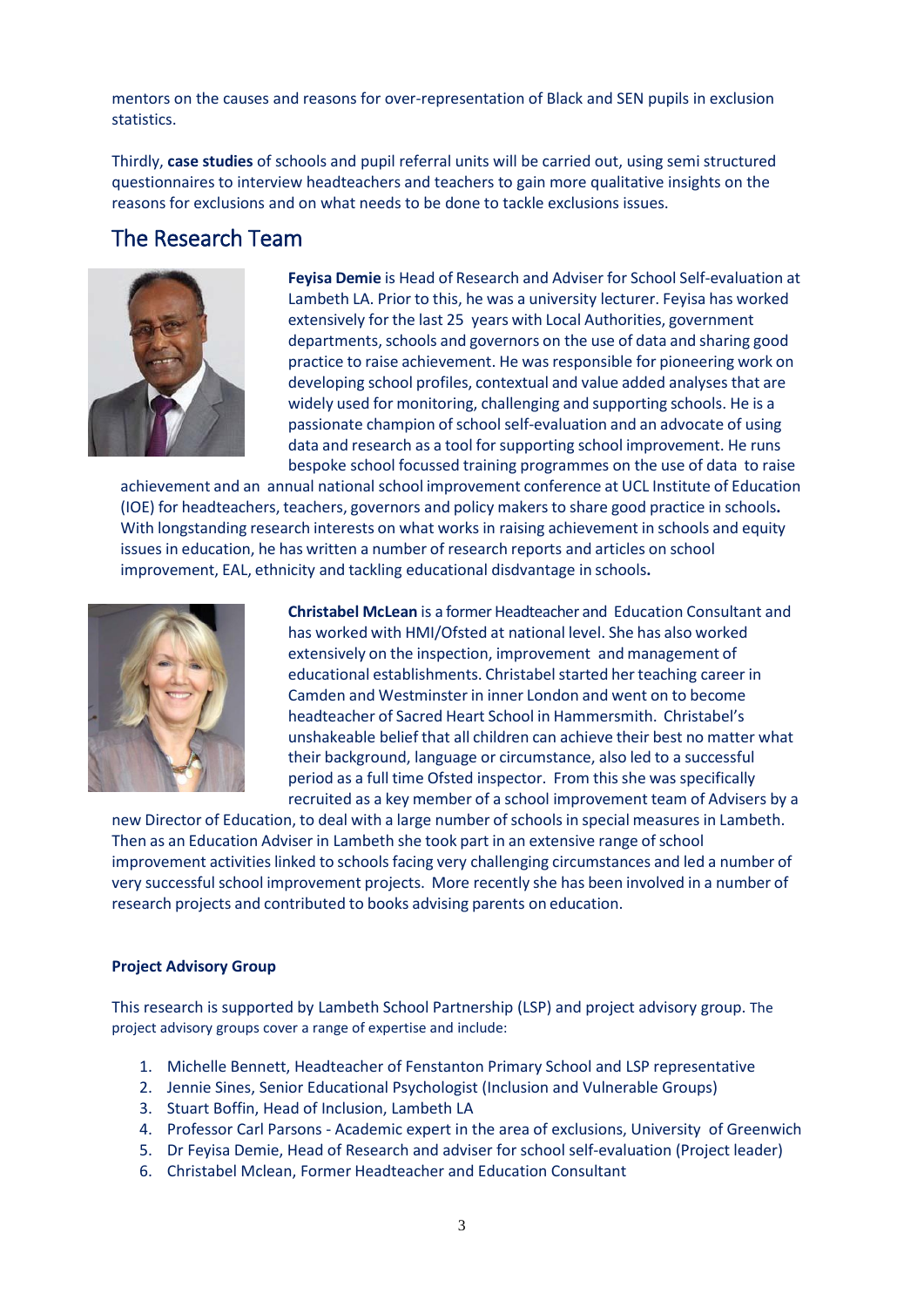mentors on the causes and reasons for over-representation of Black and SEN pupils in exclusion statistics.

Thirdly, **case studies** of schools and pupil referral units will be carried out, using semi structured questionnaires to interview headteachers and teachers to gain more qualitative insights on the reasons for exclusions and on what needs to be done to tackle exclusions issues.

## The Research Team

**Feyisa Demie** is Head of Research and Adviser for School Self-evaluation at Lambeth LA. Prior to this, he was a university lecturer. Feyisa has worked extensively for the last 25 years with Local Authorities, government departments, schools and governors on the use of data and sharing good practice to raise achievement. He was responsible for pioneering work on developing school profiles, contextual and value added analyses that are widely used for monitoring, challenging and supporting schools. He is a passionate champion of school self-evaluation and an advocate of using data and research as a tool for supporting school improvement. He runs bespoke school focussed training programmes on the use of data to raise achievement and an annual national school improvement conference at UCL Institute of Education (IOE) for headteachers, teachers, governors and policy makers to share good practice in schools**.** With longstanding research interests on what works in raising achievement in schools and equity issues in education, he has written a number of research reports and articles on school improvement, EAL, ethnicity and tackling educational disdvantage in schools**.**

**Christabel McLean** is a former Headteacher and Education Consultant and has worked with HMI/Ofsted at national level. She has also worked extensively on the inspection, improvement and management of educational establishments. Christabel started her teaching career in Camden and Westminster in inner London and went on to become headteacher of Sacred Heart School in Hammersmith. Christabel's unshakeable belief that all children can achieve their best no matter what their background, language or circumstance, also led to a successful period as a full time Ofsted inspector. From this she was specifically recruited as a key member of a school improvement team of Advisers by a new Director of Education, to deal with a large number of schools in special measures in Lambeth. Then as an Education Adviser in Lambeth she took part in an extensive range of school improvement activities linked to schools facing very challenging circumstances and led a number of very successful school improvement projects. More recently she has been involved in a number of research projects and contributed to books advising parents on education.

**Project Advisory Group**

This research is supported by Lambeth School Partnership (LSP) and project advisory group. The project advisory groups cover a range of expertise and include:

1. Michelle Bennett, Headteacher of Fenstanton Primary School and LSP representative
2. Jennie Sines, Senior Educational Psychologist (Inclusion and Vulnerable Groups)
3. Stuart Boffin, Head of Inclusion, Lambeth LA
4. Professor Carl Parsons - Academic expert in the area of exclusions, University of Greenwich
5. Dr Feyisa Demie, Head of Research and adviser for school self-evaluation (Project leader)
6. Christabel Mclean, Former Headteacher and Education Consultant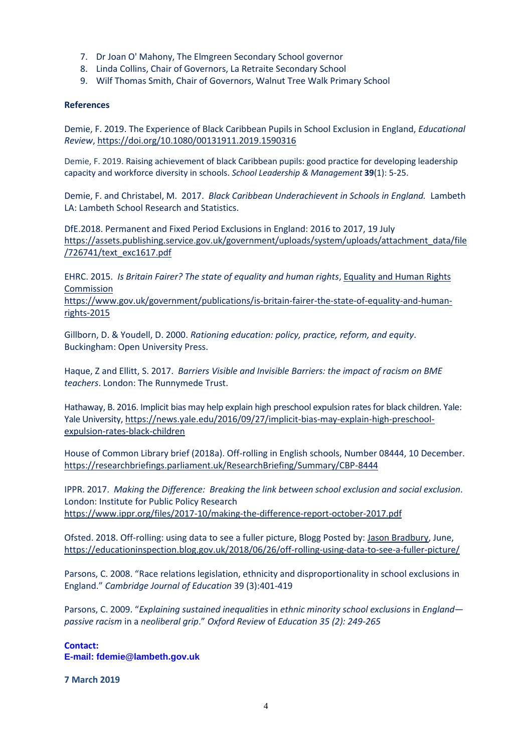7. Dr Joan O' Mahony, The Elmgreen Secondary School governor
8. Linda Collins, Chair of Governors, La Retraite Secondary School
9. Wilf Thomas Smith, Chair of Governors, Walnut Tree Walk Primary School

**References**

Demie, F. 2019. The Experience of Black Caribbean Pupils in School Exclusion in England, *Educational Review*, https://doi.org/10.1080/00131911.2019.1590316

Demie, F. 2019. Raising achievement of black Caribbean pupils: good practice for developing leadership capacity and workforce diversity in schools. *School Leadership & Management* **39**(1): 5-25.

Demie, F. and Christabel, M. 2017. *Black Caribbean Underachievent in Schools in England.* Lambeth LA: Lambeth School Research and Statistics.

DfE.2018. Permanent and Fixed Period Exclusions in England: 2016 to 2017, 19 July https://assets.publishing.service.gov.uk/government/uploads/system/uploads/attachment_data/file/726741/text_exc1617.pdf

EHRC. 2015. *Is Britain Fairer? The state of equality and human rights*, Equality and Human Rights Commission https://www.gov.uk/government/publications/is-britain-fairer-the-state-of-equality-and-human-rights-2015

Gillborn, D. & Youdell, D. 2000. *Rationing education: policy, practice, reform, and equity*. Buckingham: Open University Press.

Haque, Z and Ellitt, S. 2017. *Barriers Visible and Invisible Barriers: the impact of racism on BME teachers*. London: The Runnymede Trust.

Hathaway, B. 2016. Implicit bias may help explain high preschool expulsion rates for black children. Yale: Yale University, https://news.yale.edu/2016/09/27/implicit-bias-may-explain-high-preschool-expulsion-rates-black-children

House of Common Library brief (2018a). Off-rolling in English schools, Number 08444, 10 December. https://researchbriefings.parliament.uk/ResearchBriefing/Summary/CBP-8444

IPPR. 2017. *Making the Difference: Breaking the link between school exclusion and social exclusion*. London: Institute for Public Policy Research https://www.ippr.org/files/2017-10/making-the-difference-report-october-2017.pdf

Ofsted. 2018. Off-rolling: using data to see a fuller picture, Blogg Posted by: Jason Bradbury, June, https://educationinspection.blog.gov.uk/2018/06/26/off-rolling-using-data-to-see-a-fuller-picture/

Parsons, C. 2008. "Race relations legislation, ethnicity and disproportionality in school exclusions in England." *Cambridge Journal of Education* 39 (3):401-419

Parsons, C. 2009. "*Explaining sustained inequalities* in *ethnic minority school exclusions* in *England—passive racism* in a *neoliberal grip*." *Oxford Review* of *Education 35 (2): 249-265*

**Contact:**
**E-mail: fdemie@lambeth.gov.uk**

**7 March 2019**